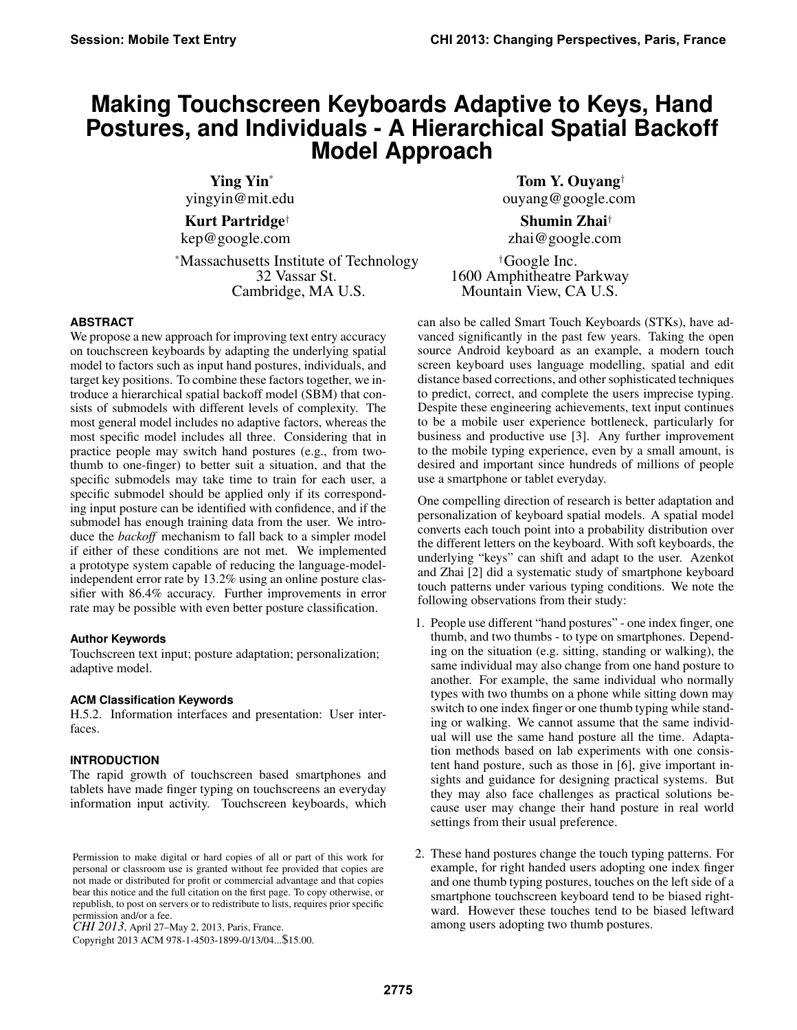# Making Touchscreen Keyboards Adaptive to Keys, Hand Postures, and Individuals - A Hierarchical Spatial Backoff Model Approach

**Ying Yin***
yingyin@mit.edu

**Kurt Partridge†**
kep@google.com

*Massachusetts Institute of Technology
32 Vassar St.
Cambridge, MA U.S.

**Tom Y. Ouyang†**
ouyang@google.com

**Shumin Zhai†**
zhai@google.com

†Google Inc.
1600 Amphitheatre Parkway
Mountain View, CA U.S.

### ABSTRACT

We propose a new approach for improving text entry accuracy on touchscreen keyboards by adapting the underlying spatial model to factors such as input hand postures, individuals, and target key positions. To combine these factors together, we introduce a hierarchical spatial backoff model (SBM) that consists of submodels with different levels of complexity. The most general model includes no adaptive factors, whereas the most specific model includes all three. Considering that in practice people may switch hand postures (e.g., from two-thumb to one-finger) to better suit a situation, and that the specific submodels may take time to train for each user, a specific submodel should be applied only if its corresponding input posture can be identified with confidence, and if the submodel has enough training data from the user. We introduce the *backoff* mechanism to fall back to a simpler model if either of these conditions are not met. We implemented a prototype system capable of reducing the language-model-independent error rate by 13.2% using an online posture classifier with 86.4% accuracy. Further improvements in error rate may be possible with even better posture classification.

### Author Keywords

Touchscreen text input; posture adaptation; personalization; adaptive model.

### ACM Classification Keywords

H.5.2. Information interfaces and presentation: User interfaces.

### INTRODUCTION

The rapid growth of touchscreen based smartphones and tablets have made finger typing on touchscreens an everyday information input activity. Touchscreen keyboards, which can also be called Smart Touch Keyboards (STKs), have advanced significantly in the past few years. Taking the open source Android keyboard as an example, a modern touch screen keyboard uses language modelling, spatial and edit distance based corrections, and other sophisticated techniques to predict, correct, and complete the users imprecise typing. Despite these engineering achievements, text input continues to be a mobile user experience bottleneck, particularly for business and productive use [3]. Any further improvement to the mobile typing experience, even by a small amount, is desired and important since hundreds of millions of people use a smartphone or tablet everyday.

One compelling direction of research is better adaptation and personalization of keyboard spatial models. A spatial model converts each touch point into a probability distribution over the different letters on the keyboard. With soft keyboards, the underlying "keys" can shift and adapt to the user. Azenkot and Zhai [2] did a systematic study of smartphone keyboard touch patterns under various typing conditions. We note the following observations from their study:

1. People use different "hand postures" - one index finger, one thumb, and two thumbs - to type on smartphones. Depending on the situation (e.g. sitting, standing or walking), the same individual may also change from one hand posture to another. For example, the same individual who normally types with two thumbs on a phone while sitting down may switch to one index finger or one thumb typing while standing or walking. We cannot assume that the same individual will use the same hand posture all the time. Adaptation methods based on lab experiments with one consistent hand posture, such as those in [6], give important insights and guidance for designing practical systems. But they may also face challenges as practical solutions because user may change their hand posture in real world settings from their usual preference.

2. These hand postures change the touch typing patterns. For example, for right handed users adopting one index finger and one thumb typing postures, touches on the left side of a smartphone touchscreen keyboard tend to be biased rightward. However these touches tend to be biased leftward among users adopting two thumb postures.

Permission to make digital or hard copies of all or part of this work for personal or classroom use is granted without fee provided that copies are not made or distributed for profit or commercial advantage and that copies bear this notice and the full citation on the first page. To copy otherwise, or republish, to post on servers or to redistribute to lists, requires prior specific permission and/or a fee.
*CHI 2013*, April 27–May 2, 2013, Paris, France.
Copyright 2013 ACM 978-1-4503-1899-0/13/04...$15.00.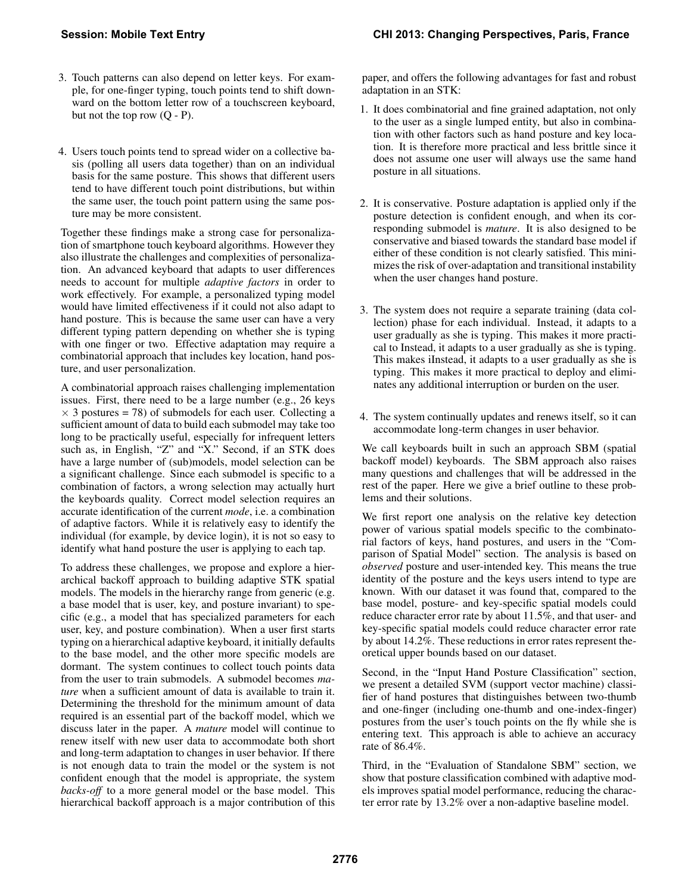3. Touch patterns can also depend on letter keys. For example, for one-finger typing, touch points tend to shift downward on the bottom letter row of a touchscreen keyboard, but not the top row (Q - P).

4. Users touch points tend to spread wider on a collective basis (polling all users data together) than on an individual basis for the same posture. This shows that different users tend to have different touch point distributions, but within the same user, the touch point pattern using the same posture may be more consistent.

Together these findings make a strong case for personalization of smartphone touch keyboard algorithms. However they also illustrate the challenges and complexities of personalization. An advanced keyboard that adapts to user differences needs to account for multiple *adaptive factors* in order to work effectively. For example, a personalized typing model would have limited effectiveness if it could not also adapt to hand posture. This is because the same user can have a very different typing pattern depending on whether she is typing with one finger or two. Effective adaptation may require a combinatorial approach that includes key location, hand posture, and user personalization.

A combinatorial approach raises challenging implementation issues. First, there need to be a large number (e.g., 26 keys $\times$ 3 postures = 78) of submodels for each user. Collecting a sufficient amount of data to build each submodel may take too long to be practically useful, especially for infrequent letters such as, in English, "Z" and "X." Second, if an STK does have a large number of (sub)models, model selection can be a significant challenge. Since each submodel is specific to a combination of factors, a wrong selection may actually hurt the keyboards quality. Correct model selection requires an accurate identification of the current *mode*, i.e. a combination of adaptive factors. While it is relatively easy to identify the individual (for example, by device login), it is not so easy to identify what hand posture the user is applying to each tap.

To address these challenges, we propose and explore a hierarchical backoff approach to building adaptive STK spatial models. The models in the hierarchy range from generic (e.g. a base model that is user, key, and posture invariant) to specific (e.g., a model that has specialized parameters for each user, key, and posture combination). When a user first starts typing on a hierarchical adaptive keyboard, it initially defaults to the base model, and the other more specific models are dormant. The system continues to collect touch points data from the user to train submodels. A submodel becomes *mature* when a sufficient amount of data is available to train it. Determining the threshold for the minimum amount of data required is an essential part of the backoff model, which we discuss later in the paper. A *mature* model will continue to renew itself with new user data to accommodate both short and long-term adaptation to changes in user behavior. If there is not enough data to train the model or the system is not confident enough that the model is appropriate, the system *backs-off* to a more general model or the base model. This hierarchical backoff approach is a major contribution of this paper, and offers the following advantages for fast and robust adaptation in an STK:

1. It does combinatorial and fine grained adaptation, not only to the user as a single lumped entity, but also in combination with other factors such as hand posture and key location. It is therefore more practical and less brittle since it does not assume one user will always use the same hand posture in all situations.

2. It is conservative. Posture adaptation is applied only if the posture detection is confident enough, and when its corresponding submodel is *mature*. It is also designed to be conservative and biased towards the standard base model if either of these condition is not clearly satisfied. This minimizes the risk of over-adaptation and transitional instability when the user changes hand posture.

3. The system does not require a separate training (data collection) phase for each individual. Instead, it adapts to a user gradually as she is typing. This makes it more practical to Instead, it adapts to a user gradually as she is typing. This makes iInstead, it adapts to a user gradually as she is typing. This makes it more practical to deploy and eliminates any additional interruption or burden on the user.

4. The system continually updates and renews itself, so it can accommodate long-term changes in user behavior.

We call keyboards built in such an approach SBM (spatial backoff model) keyboards. The SBM approach also raises many questions and challenges that will be addressed in the rest of the paper. Here we give a brief outline to these problems and their solutions.

We first report one analysis on the relative key detection power of various spatial models specific to the combinatorial factors of keys, hand postures, and users in the "Comparison of Spatial Model" section. The analysis is based on *observed* posture and user-intended key. This means the true identity of the posture and the keys users intend to type are known. With our dataset it was found that, compared to the base model, posture- and key-specific spatial models could reduce character error rate by about 11.5%, and that user- and key-specific spatial models could reduce character error rate by about 14.2%. These reductions in error rates represent theoretical upper bounds based on our dataset.

Second, in the "Input Hand Posture Classification" section, we present a detailed SVM (support vector machine) classifier of hand postures that distinguishes between two-thumb and one-finger (including one-thumb and one-index-finger) postures from the user's touch points on the fly while she is entering text. This approach is able to achieve an accuracy rate of 86.4%.

Third, in the "Evaluation of Standalone SBM" section, we show that posture classification combined with adaptive models improves spatial model performance, reducing the character error rate by 13.2% over a non-adaptive baseline model.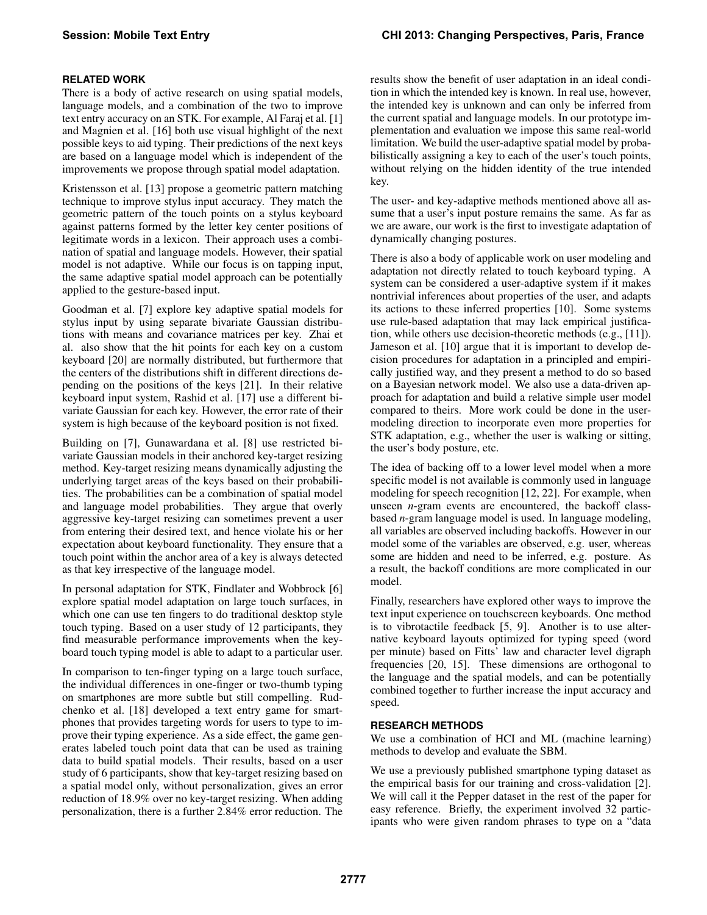## RELATED WORK

There is a body of active research on using spatial models, language models, and a combination of the two to improve text entry accuracy on an STK. For example, Al Faraj et al. [1] and Magnien et al. [16] both use visual highlight of the next possible keys to aid typing. Their predictions of the next keys are based on a language model which is independent of the improvements we propose through spatial model adaptation.

Kristensson et al. [13] propose a geometric pattern matching technique to improve stylus input accuracy. They match the geometric pattern of the touch points on a stylus keyboard against patterns formed by the letter key center positions of legitimate words in a lexicon. Their approach uses a combination of spatial and language models. However, their spatial model is not adaptive. While our focus is on tapping input, the same adaptive spatial model approach can be potentially applied to the gesture-based input.

Goodman et al. [7] explore key adaptive spatial models for stylus input by using separate bivariate Gaussian distributions with means and covariance matrices per key. Zhai et al. also show that the hit points for each key on a custom keyboard [20] are normally distributed, but furthermore that the centers of the distributions shift in different directions depending on the positions of the keys [21]. In their relative keyboard input system, Rashid et al. [17] use a different bivariate Gaussian for each key. However, the error rate of their system is high because of the keyboard position is not fixed.

Building on [7], Gunawardana et al. [8] use restricted bivariate Gaussian models in their anchored key-target resizing method. Key-target resizing means dynamically adjusting the underlying target areas of the keys based on their probabilities. The probabilities can be a combination of spatial model and language model probabilities. They argue that overly aggressive key-target resizing can sometimes prevent a user from entering their desired text, and hence violate his or her expectation about keyboard functionality. They ensure that a touch point within the anchor area of a key is always detected as that key irrespective of the language model.

In personal adaptation for STK, Findlater and Wobbrock [6] explore spatial model adaptation on large touch surfaces, in which one can use ten fingers to do traditional desktop style touch typing. Based on a user study of 12 participants, they find measurable performance improvements when the keyboard touch typing model is able to adapt to a particular user.

In comparison to ten-finger typing on a large touch surface, the individual differences in one-finger or two-thumb typing on smartphones are more subtle but still compelling. Rudchenko et al. [18] developed a text entry game for smartphones that provides targeting words for users to type to improve their typing experience. As a side effect, the game generates labeled touch point data that can be used as training data to build spatial models. Their results, based on a user study of 6 participants, show that key-target resizing based on a spatial model only, without personalization, gives an error reduction of 18.9% over no key-target resizing. When adding personalization, there is a further 2.84% error reduction. The results show the benefit of user adaptation in an ideal condition in which the intended key is known. In real use, however, the intended key is unknown and can only be inferred from the current spatial and language models. In our prototype implementation and evaluation we impose this same real-world limitation. We build the user-adaptive spatial model by probabilistically assigning a key to each of the user's touch points, without relying on the hidden identity of the true intended key.

The user- and key-adaptive methods mentioned above all assume that a user's input posture remains the same. As far as we are aware, our work is the first to investigate adaptation of dynamically changing postures.

There is also a body of applicable work on user modeling and adaptation not directly related to touch keyboard typing. A system can be considered a user-adaptive system if it makes nontrivial inferences about properties of the user, and adapts its actions to these inferred properties [10]. Some systems use rule-based adaptation that may lack empirical justification, while others use decision-theoretic methods (e.g., [11]). Jameson et al. [10] argue that it is important to develop decision procedures for adaptation in a principled and empirically justified way, and they present a method to do so based on a Bayesian network model. We also use a data-driven approach for adaptation and build a relative simple user model compared to theirs. More work could be done in the user-modeling direction to incorporate even more properties for STK adaptation, e.g., whether the user is walking or sitting, the user's body posture, etc.

The idea of backing off to a lower level model when a more specific model is not available is commonly used in language modeling for speech recognition [12, 22]. For example, when unseen *n*-gram events are encountered, the backoff class-based *n*-gram language model is used. In language modeling, all variables are observed including backoffs. However in our model some of the variables are observed, e.g. user, whereas some are hidden and need to be inferred, e.g. posture. As a result, the backoff conditions are more complicated in our model.

Finally, researchers have explored other ways to improve the text input experience on touchscreen keyboards. One method is to vibrotactile feedback [5, 9]. Another is to use alternative keyboard layouts optimized for typing speed (word per minute) based on Fitts' law and character level digraph frequencies [20, 15]. These dimensions are orthogonal to the language and the spatial models, and can be potentially combined together to further increase the input accuracy and speed.

## RESEARCH METHODS

We use a combination of HCI and ML (machine learning) methods to develop and evaluate the SBM.

We use a previously published smartphone typing dataset as the empirical basis for our training and cross-validation [2]. We will call it the Pepper dataset in the rest of the paper for easy reference. Briefly, the experiment involved 32 participants who were given random phrases to type on a "data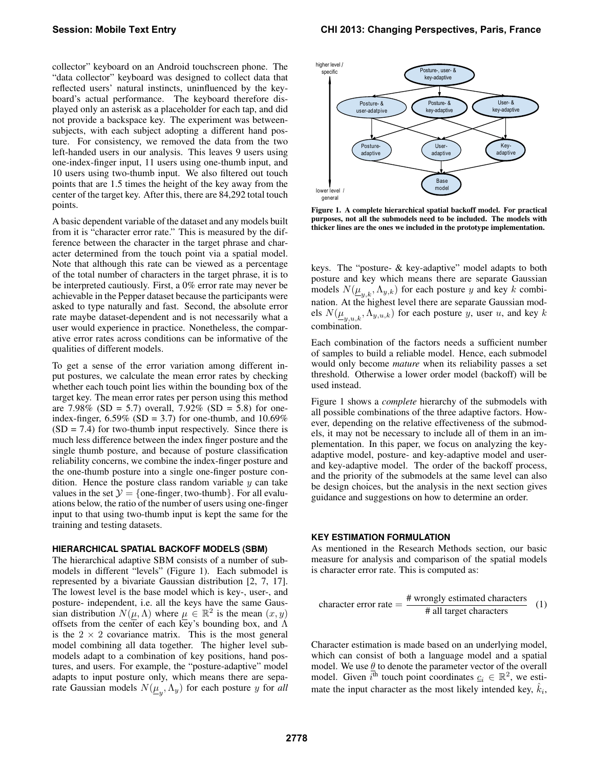collector" keyboard on an Android touchscreen phone. The "data collector" keyboard was designed to collect data that reflected users' natural instincts, uninfluenced by the keyboard's actual performance. The keyboard therefore displayed only an asterisk as a placeholder for each tap, and did not provide a backspace key. The experiment was between-subjects, with each subject adopting a different hand posture. For consistency, we removed the data from the two left-handed users in our analysis. This leaves 9 users using one-index-finger input, 11 users using one-thumb input, and 10 users using two-thumb input. We also filtered out touch points that are 1.5 times the height of the key away from the center of the target key. After this, there are 84,292 total touch points.

A basic dependent variable of the dataset and any models built from it is "character error rate." This is measured by the difference between the character in the target phrase and character determined from the touch point via a spatial model. Note that although this rate can be viewed as a percentage of the total number of characters in the target phrase, it is to be interpreted cautiously. First, a 0% error rate may never be achievable in the Pepper dataset because the participants were asked to type naturally and fast. Second, the absolute error rate maybe dataset-dependent and is not necessarily what a user would experience in practice. Nonetheless, the comparative error rates across conditions can be informative of the qualities of different models.

To get a sense of the error variation among different input postures, we calculate the mean error rates by checking whether each touch point lies within the bounding box of the target key. The mean error rates per person using this method are 7.98% (SD = 5.7) overall, 7.92% (SD = 5.8) for one-index-finger, 6.59% (SD = 3.7) for one-thumb, and 10.69% (SD = 7.4) for two-thumb input respectively. Since there is much less difference between the index finger posture and the single thumb posture, and because of posture classification reliability concerns, we combine the index-finger posture and the one-thumb posture into a single one-finger posture condition. Hence the posture class random variable $y$ can take values in the set $\mathcal{Y} = \{\text{one-finger}, \text{two-thumb}\}$. For all evaluations below, the ratio of the number of users using one-finger input to that using two-thumb input is kept the same for the training and testing datasets.

## HIERARCHICAL SPATIAL BACKOFF MODELS (SBM)

The hierarchical adaptive SBM consists of a number of submodels in different "levels" (Figure 1). Each submodel is represented by a bivariate Gaussian distribution [2, 7, 17]. The lowest level is the base model which is key-, user-, and posture- independent, i.e. all the keys have the same Gaussian distribution $N(\underline{\mu}, \Lambda)$ where $\underline{\mu} \in \mathbb{R}^2$ is the mean $(x, y)$ offsets from the center of each key's bounding box, and $\Lambda$ is the $2 \times 2$ covariance matrix. This is the most general model combining all data together. The higher level submodels adapt to a combination of key positions, hand postures, and users. For example, the "posture-adaptive" model adapts to input posture only, which means there are separate Gaussian models $N(\underline{\mu}_y, \Lambda_y)$ for each posture $y$ for *all* keys. The "posture- & key-adaptive" model adapts to both posture and key which means there are separate Gaussian models $N(\underline{\mu}_{y,k}, \Lambda_{y,k})$ for each posture $y$ and key $k$ combination. At the highest level there are separate Gaussian models $N(\underline{\mu}_{y,u,k}, \Lambda_{y,u,k})$ for each posture $y$, user $u$, and key $k$ combination.

Figure 1. A complete hierarchical spatial backoff model. For practical purposes, not all the submodels need to be included. The models with thicker lines are the ones we included in the prototype implementation.

Each combination of the factors needs a sufficient number of samples to build a reliable model. Hence, each submodel would only become *mature* when its reliability passes a set threshold. Otherwise a lower order model (backoff) will be used instead.

Figure 1 shows a *complete* hierarchy of the submodels with all possible combinations of the three adaptive factors. However, depending on the relative effectiveness of the submodels, it may not be necessary to include all of them in an implementation. In this paper, we focus on analyzing the key-adaptive model, posture- and key-adaptive model and user- and key-adaptive model. The order of the backoff process, and the priority of the submodels at the same level can also be design choices, but the analysis in the next section gives guidance and suggestions on how to determine an order.

## KEY ESTIMATION FORMULATION

As mentioned in the Research Methods section, our basic measure for analysis and comparison of the spatial models is character error rate. This is computed as:

$$\text{character error rate} = \frac{\text{\# wrongly estimated characters}}{\text{\# all target characters}} \quad (1)$$

Character estimation is made based on an underlying model, which can consist of both a language model and a spatial model. We use $\underline{\theta}$ to denote the parameter vector of the overall model. Given $i^{\text{th}}$ touch point coordinates $\underline{c}_i \in \mathbb{R}^2$, we estimate the input character as the most likely intended key, $\hat{k}_i$,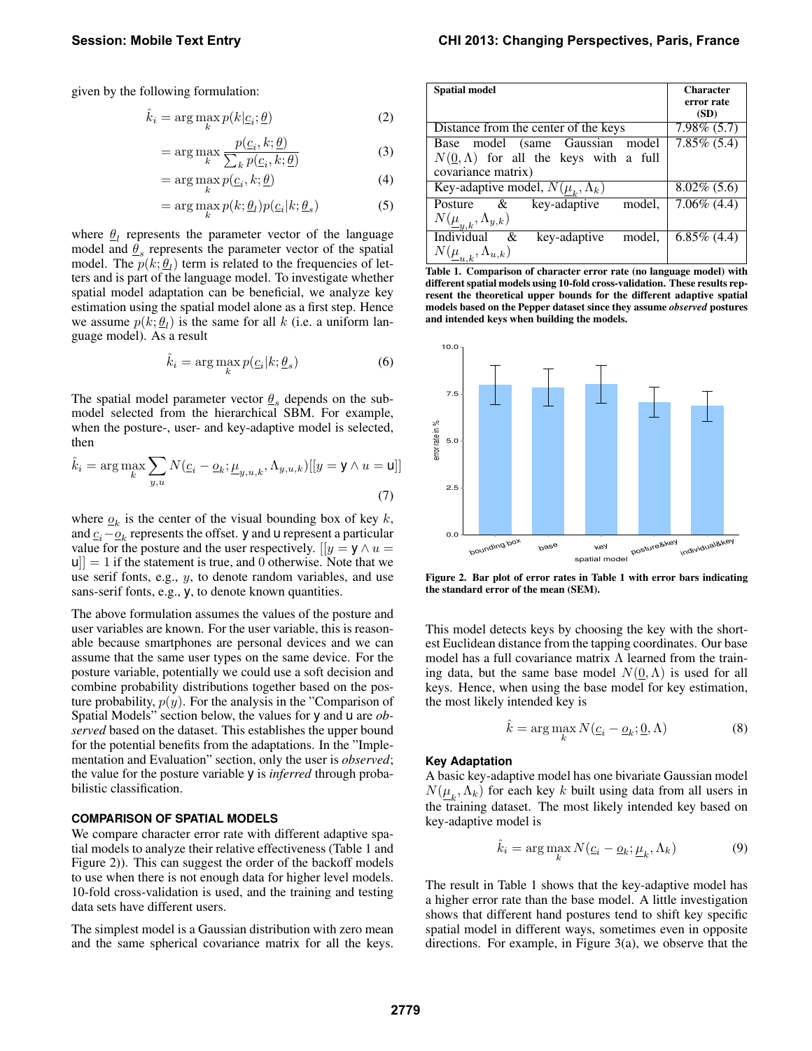given by the following formulation:

$$\hat{k}_i = \arg\max_k p(k|\underline{c}_i; \underline{\theta}) \tag{2}$$

$$= \arg\max_k \frac{p(\underline{c}_i, k; \underline{\theta})}{\sum_k p(\underline{c}_i, k; \underline{\theta})} \tag{3}$$

$$= \arg\max_k p(\underline{c}_i, k; \underline{\theta}) \tag{4}$$

$$= \arg\max_k p(k; \underline{\theta}_l) p(\underline{c}_i | k; \underline{\theta}_s) \tag{5}$$

where $\underline{\theta}_l$ represents the parameter vector of the language model and $\underline{\theta}_s$ represents the parameter vector of the spatial model. The $p(k; \underline{\theta}_l)$ term is related to the frequencies of letters and is part of the language model. To investigate whether spatial model adaptation can be beneficial, we analyze key estimation using the spatial model alone as a first step. Hence we assume $p(k; \underline{\theta}_l)$ is the same for all $k$ (i.e. a uniform language model). As a result

$$\hat{k}_i = \arg\max_k p(\underline{c}_i | k; \underline{\theta}_s) \tag{6}$$

The spatial model parameter vector $\underline{\theta}_s$ depends on the sub-model selected from the hierarchical SBM. For example, when the posture-, user- and key-adaptive model is selected, then

$$\hat{k}_i = \arg\max_k \sum_{y,u} N(\underline{c}_i - \underline{o}_k; \underline{\mu}_{y,u,k}, \Lambda_{y,u,k})[[y = \mathsf{y} \wedge u = \mathsf{u}]] \tag{7}$$

where $\underline{o}_k$ is the center of the visual bounding box of key $k$, and $\underline{c}_i - \underline{o}_k$ represents the offset. $\mathsf{y}$ and $\mathsf{u}$ represent a particular value for the posture and the user respectively. $[[y = \mathsf{y} \wedge u = \mathsf{u}]] = 1$ if the statement is true, and 0 otherwise. Note that we use serif fonts, e.g., $y$, to denote random variables, and use sans-serif fonts, e.g., $\mathsf{y}$, to denote known quantities.

The above formulation assumes the values of the posture and user variables are known. For the user variable, this is reasonable because smartphones are personal devices and we can assume that the same user types on the same device. For the posture variable, potentially we could use a soft decision and combine probability distributions together based on the posture probability, $p(y)$. For the analysis in the "Comparison of Spatial Models" section below, the values for $\mathsf{y}$ and $\mathsf{u}$ are *observed* based on the dataset. This establishes the upper bound for the potential benefits from the adaptations. In the "Implementation and Evaluation" section, only the user is *observed*; the value for the posture variable $\mathsf{y}$ is *inferred* through probabilistic classification.

### COMPARISON OF SPATIAL MODELS

We compare character error rate with different adaptive spatial models to analyze their relative effectiveness (Table 1 and Figure 2)). This can suggest the order of the backoff models to use when there is not enough data for higher level models. 10-fold cross-validation is used, and the training and testing data sets have different users.

The simplest model is a Gaussian distribution with zero mean and the same spherical covariance matrix for all the keys.

| Spatial model | Character error rate (SD) |
|---|---|
| Distance from the center of the keys | 7.98% (5.7) |
| Base model (same Gaussian model $N(\underline{0}, \Lambda)$ for all the keys with a full covariance matrix) | 7.85% (5.4) |
| Key-adaptive model, $N(\underline{\mu}_k, \Lambda_k)$ | 8.02% (5.6) |
| Posture & key-adaptive model, $N(\underline{\mu}_{y,k}, \Lambda_{y,k})$ | 7.06% (4.4) |
| Individual & key-adaptive model, $N(\underline{\mu}_{u,k}, \Lambda_{u,k})$ | 6.85% (4.4) |

**Table 1. Comparison of character error rate (no language model) with different spatial models using 10-fold cross-validation. These results represent the theoretical upper bounds for the different adaptive spatial models based on the Pepper dataset since they assume *observed* postures and intended keys when building the models.**

**Figure 2. Bar plot of error rates in Table 1 with error bars indicating the standard error of the mean (SEM).**

This model detects keys by choosing the key with the shortest Euclidean distance from the tapping coordinates. Our base model has a full covariance matrix $\Lambda$ learned from the training data, but the same base model $N(\underline{0}, \Lambda)$ is used for all keys. Hence, when using the base model for key estimation, the most likely intended key is

$$\hat{k} = \arg\max_k N(\underline{c}_i - \underline{o}_k; \underline{0}, \Lambda) \tag{8}$$

#### Key Adaptation

A basic key-adaptive model has one bivariate Gaussian model $N(\underline{\mu}_k, \Lambda_k)$ for each key $k$ built using data from all users in the training dataset. The most likely intended key based on key-adaptive model is

$$\hat{k}_i = \arg\max_k N(\underline{c}_i - \underline{o}_k; \underline{\mu}_k, \Lambda_k) \tag{9}$$

The result in Table 1 shows that the key-adaptive model has a higher error rate than the base model. A little investigation shows that different hand postures tend to shift key specific spatial model in different ways, sometimes even in opposite directions. For example, in Figure 3(a), we observe that the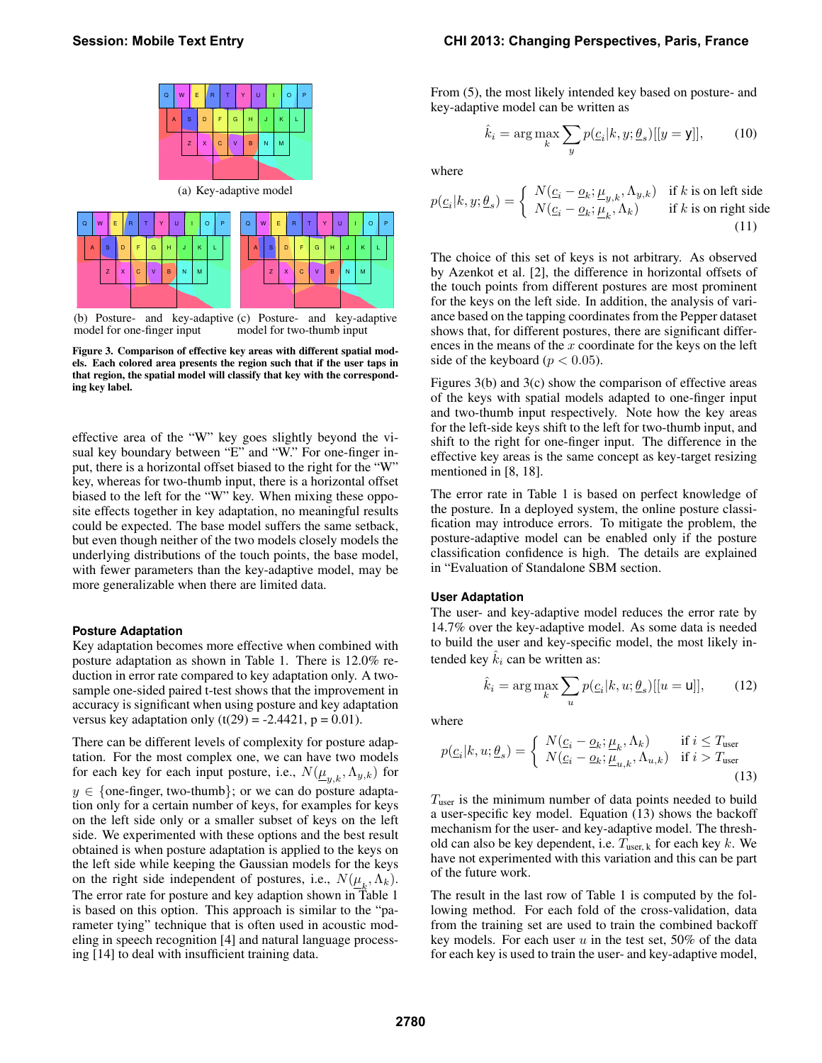(a) Key-adaptive model

(b) Posture- and key-adaptive model for one-finger input

(c) Posture- and key-adaptive model for two-thumb input

**Figure 3. Comparison of effective key areas with different spatial models. Each colored area presents the region such that if the user taps in that region, the spatial model will classify that key with the corresponding key label.**

effective area of the "W" key goes slightly beyond the visual key boundary between "E" and "W." For one-finger input, there is a horizontal offset biased to the right for the "W" key, whereas for two-thumb input, there is a horizontal offset biased to the left for the "W" key. When mixing these opposite effects together in key adaptation, no meaningful results could be expected. The base model suffers the same setback, but even though neither of the two models closely models the underlying distributions of the touch points, the base model, with fewer parameters than the key-adaptive model, may be more generalizable when there are limited data.

### Posture Adaptation

Key adaptation becomes more effective when combined with posture adaptation as shown in Table 1. There is 12.0% reduction in error rate compared to key adaptation only. A two-sample one-sided paired t-test shows that the improvement in accuracy is significant when using posture and key adaptation versus key adaptation only ($t(29) = -2.4421$, $p = 0.01$).

There can be different levels of complexity for posture adaptation. For the most complex one, we can have two models for each key for each input posture, i.e., $N(\underline{\mu}_{y,k}, \Lambda_{y,k})$ for $y \in$ {one-finger, two-thumb}; or we can do posture adaptation only for a certain number of keys, for examples for keys on the left side only or a smaller subset of keys on the left side. We experimented with these options and the best result obtained is when posture adaptation is applied to the keys on the left side while keeping the Gaussian models for the keys on the right side independent of postures, i.e., $N(\underline{\mu}_k, \Lambda_k)$. The error rate for posture and key adaption shown in Table 1 is based on this option. This approach is similar to the "parameter tying" technique that is often used in acoustic modeling in speech recognition [4] and natural language processing [14] to deal with insufficient training data.

From (5), the most likely intended key based on posture- and key-adaptive model can be written as

$$\hat{k}_i = \arg\max_k \sum_y p(\underline{c}_i | k, y; \underline{\theta}_s)[[y = \mathsf{y}]], \tag{10}$$

where

$$p(\underline{c}_i | k, y; \underline{\theta}_s) = \begin{cases} N(\underline{c}_i - \underline{o}_k; \underline{\mu}_{y,k}, \Lambda_{y,k}) & \text{if } k \text{ is on left side} \\ N(\underline{c}_i - \underline{o}_k; \underline{\mu}_k, \Lambda_k) & \text{if } k \text{ is on right side} \end{cases} \tag{11}$$

The choice of this set of keys is not arbitrary. As observed by Azenkot et al. [2], the difference in horizontal offsets of the touch points from different postures are most prominent for the keys on the left side. In addition, the analysis of variance based on the tapping coordinates from the Pepper dataset shows that, for different postures, there are significant differences in the means of the $x$ coordinate for the keys on the left side of the keyboard ($p < 0.05$).

Figures 3(b) and 3(c) show the comparison of effective areas of the keys with spatial models adapted to one-finger input and two-thumb input respectively. Note how the key areas for the left-side keys shift to the left for two-thumb input, and shift to the right for one-finger input. The difference in the effective key areas is the same concept as key-target resizing mentioned in [8, 18].

The error rate in Table 1 is based on perfect knowledge of the posture. In a deployed system, the online posture classification may introduce errors. To mitigate the problem, the posture-adaptive model can be enabled only if the posture classification confidence is high. The details are explained in "Evaluation of Standalone SBM section.

### User Adaptation

The user- and key-adaptive model reduces the error rate by 14.7% over the key-adaptive model. As some data is needed to build the user and key-specific model, the most likely intended key $\hat{k}_i$ can be written as:

$$\hat{k}_i = \arg\max_k \sum_u p(\underline{c}_i | k, u; \underline{\theta}_s)[[u = \mathsf{u}]], \tag{12}$$

where

$$p(\underline{c}_i | k, u; \underline{\theta}_s) = \begin{cases} N(\underline{c}_i - \underline{o}_k; \underline{\mu}_k, \Lambda_k) & \text{if } i \leq T_{\text{user}} \\ N(\underline{c}_i - \underline{o}_k; \underline{\mu}_{u,k}, \Lambda_{u,k}) & \text{if } i > T_{\text{user}} \end{cases} \tag{13}$$

$T_{\text{user}}$ is the minimum number of data points needed to build a user-specific key model. Equation (13) shows the backoff mechanism for the user- and key-adaptive model. The threshold can also be key dependent, i.e. $T_{\text{user, k}}$ for each key $k$. We have not experimented with this variation and this can be part of the future work.

The result in the last row of Table 1 is computed by the following method. For each fold of the cross-validation, data from the training set are used to train the combined backoff key models. For each user $u$ in the test set, 50% of the data for each key is used to train the user- and key-adaptive model,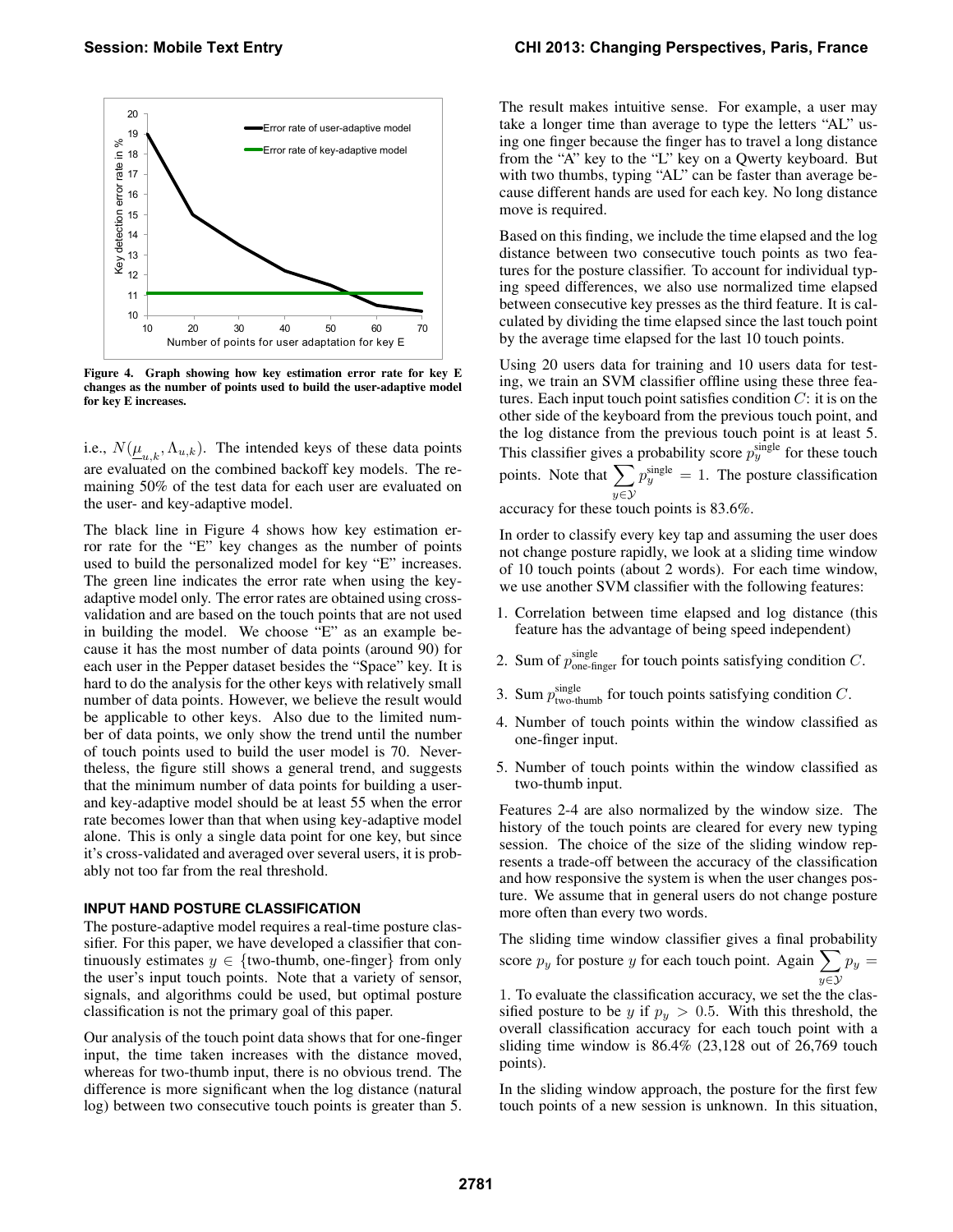20
19
18
17
16
15
14
13
12
11
10

Key detection error rate in %

10 20 30 40 50 60 70

Number of points for user adaptation for key E

Error rate of user-adaptive model

Error rate of key-adaptive model

**Figure 4. Graph showing how key estimation error rate for key E changes as the number of points used to build the user-adaptive model for key E increases.**

i.e., $N(\underline{\mu}_{u,k}, \Lambda_{u,k})$. The intended keys of these data points are evaluated on the combined backoff key models. The remaining 50% of the test data for each user are evaluated on the user- and key-adaptive model.

The black line in Figure 4 shows how key estimation error rate for the "E" key changes as the number of points used to build the personalized model for key "E" increases. The green line indicates the error rate when using the key-adaptive model only. The error rates are obtained using cross-validation and are based on the touch points that are not used in building the model. We choose "E" as an example because it has the most number of data points (around 90) for each user in the Pepper dataset besides the "Space" key. It is hard to do the analysis for the other keys with relatively small number of data points. However, we believe the result would be applicable to other keys. Also due to the limited number of data points, we only show the trend until the number of touch points used to build the user model is 70. Nevertheless, the figure still shows a general trend, and suggests that the minimum number of data points for building a user- and key-adaptive model should be at least 55 when the error rate becomes lower than that when using key-adaptive model alone. This is only a single data point for one key, but since it's cross-validated and averaged over several users, it is probably not too far from the real threshold.

## INPUT HAND POSTURE CLASSIFICATION

The posture-adaptive model requires a real-time posture classifier. For this paper, we have developed a classifier that continuously estimates $y \in$ {two-thumb, one-finger} from only the user's input touch points. Note that a variety of sensor, signals, and algorithms could be used, but optimal posture classification is not the primary goal of this paper.

Our analysis of the touch point data shows that for one-finger input, the time taken increases with the distance moved, whereas for two-thumb input, there is no obvious trend. The difference is more significant when the log distance (natural log) between two consecutive touch points is greater than 5.

The result makes intuitive sense. For example, a user may take a longer time than average to type the letters "AL" using one finger because the finger has to travel a long distance from the "A" key to the "L" key on a Qwerty keyboard. But with two thumbs, typing "AL" can be faster than average because different hands are used for each key. No long distance move is required.

Based on this finding, we include the time elapsed and the log distance between two consecutive touch points as two features for the posture classifier. To account for individual typing speed differences, we also use normalized time elapsed between consecutive key presses as the third feature. It is calculated by dividing the time elapsed since the last touch point by the average time elapsed for the last 10 touch points.

Using 20 users data for training and 10 users data for testing, we train an SVM classifier offline using these three features. Each input touch point satisfies condition $C$: it is on the other side of the keyboard from the previous touch point, and the log distance from the previous touch point is at least 5. This classifier gives a probability score $p_y^{\text{single}}$ for these touch points. Note that $\sum_{y \in \mathcal{Y}} p_y^{\text{single}} = 1$. The posture classification accuracy for these touch points is 83.6%.

In order to classify every key tap and assuming the user does not change posture rapidly, we look at a sliding time window of 10 touch points (about 2 words). For each time window, we use another SVM classifier with the following features:

1. Correlation between time elapsed and log distance (this feature has the advantage of being speed independent)
2. Sum of $p_{\text{one-finger}}^{\text{single}}$ for touch points satisfying condition $C$.
3. Sum $p_{\text{two-thumb}}^{\text{single}}$ for touch points satisfying condition $C$.
4. Number of touch points within the window classified as one-finger input.
5. Number of touch points within the window classified as two-thumb input.

Features 2-4 are also normalized by the window size. The history of the touch points are cleared for every new typing session. The choice of the size of the sliding window represents a trade-off between the accuracy of the classification and how responsive the system is when the user changes posture. We assume that in general users do not change posture more often than every two words.

The sliding time window classifier gives a final probability score $p_y$ for posture $y$ for each touch point. Again $\sum_{y \in \mathcal{Y}} p_y = 1$. To evaluate the classification accuracy, we set the the classified posture to be $y$ if $p_y > 0.5$. With this threshold, the overall classification accuracy for each touch point with a sliding time window is 86.4% (23,128 out of 26,769 touch points).

In the sliding window approach, the posture for the first few touch points of a new session is unknown. In this situation,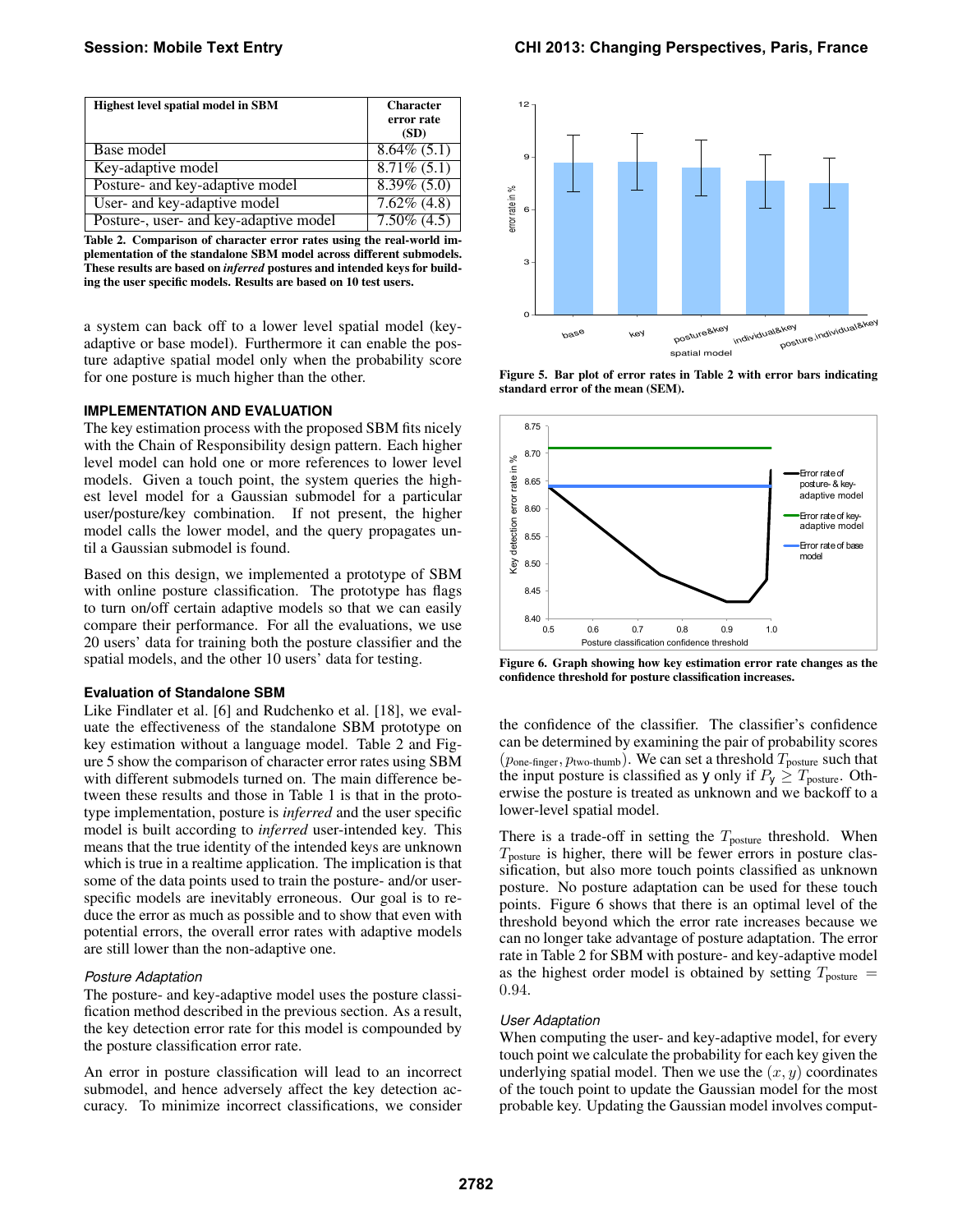| Highest level spatial model in SBM | Character error rate (SD) |
|---|---|
| Base model | 8.64% (5.1) |
| Key-adaptive model | 8.71% (5.1) |
| Posture- and key-adaptive model | 8.39% (5.0) |
| User- and key-adaptive model | 7.62% (4.8) |
| Posture-, user- and key-adaptive model | 7.50% (4.5) |

**Table 2. Comparison of character error rates using the real-world implementation of the standalone SBM model across different submodels. These results are based on *inferred* postures and intended keys for building the user specific models. Results are based on 10 test users.**

a system can back off to a lower level spatial model (key-adaptive or base model). Furthermore it can enable the posture adaptive spatial model only when the probability score for one posture is much higher than the other.

### IMPLEMENTATION AND EVALUATION

The key estimation process with the proposed SBM fits nicely with the Chain of Responsibility design pattern. Each higher level model can hold one or more references to lower level models. Given a touch point, the system queries the highest level model for a Gaussian submodel for a particular user/posture/key combination. If not present, the higher model calls the lower model, and the query propagates until a Gaussian submodel is found.

Based on this design, we implemented a prototype of SBM with online posture classification. The prototype has flags to turn on/off certain adaptive models so that we can easily compare their performance. For all the evaluations, we use 20 users' data for training both the posture classifier and the spatial models, and the other 10 users' data for testing.

#### Evaluation of Standalone SBM

Like Findlater et al. [6] and Rudchenko et al. [18], we evaluate the effectiveness of the standalone SBM prototype on key estimation without a language model. Table 2 and Figure 5 show the comparison of character error rates using SBM with different submodels turned on. The main difference between these results and those in Table 1 is that in the prototype implementation, posture is *inferred* and the user specific model is built according to *inferred* user-intended key. This means that the true identity of the intended keys are unknown which is true in a realtime application. The implication is that some of the data points used to train the posture- and/or user-specific models are inevitably erroneous. Our goal is to reduce the error as much as possible and to show that even with potential errors, the overall error rates with adaptive models are still lower than the non-adaptive one.

*Posture Adaptation*

The posture- and key-adaptive model uses the posture classification method described in the previous section. As a result, the key detection error rate for this model is compounded by the posture classification error rate.

An error in posture classification will lead to an incorrect submodel, and hence adversely affect the key detection accuracy. To minimize incorrect classifications, we consider the confidence of the classifier. The classifier's confidence can be determined by the pair of probability scores $(p_{\text{one-finger}}, p_{\text{two-thumb}})$. We can set a threshold $T_{\text{posture}}$ such that the input posture is classified as y only if $P_y \geq T_{\text{posture}}$. Otherwise the posture is treated as unknown and we backoff to a lower-level spatial model.

**Figure 5. Bar plot of error rates in Table 2 with error bars indicating standard error of the mean (SEM).**

**Figure 6. Graph showing how key estimation error rate changes as the confidence threshold for posture classification increases.**

There is a trade-off in setting the $T_{\text{posture}}$ threshold. When $T_{\text{posture}}$ is higher, there will be fewer errors in posture classification, but also more touch points classified as unknown posture. No posture adaptation can be used for these touch points. Figure 6 shows that there is an optimal level of the threshold beyond which the error rate increases because we can no longer take advantage of posture adaptation. The error rate in Table 2 for SBM with posture- and key-adaptive model as the highest order model is obtained by setting $T_{\text{posture}} = 0.94$.

*User Adaptation*

When computing the user- and key-adaptive model, for every touch point we calculate the probability for each key given the underlying spatial model. Then we use the $(x, y)$ coordinates of the touch point to update the Gaussian model for the most probable key. Updating the Gaussian model involves comput-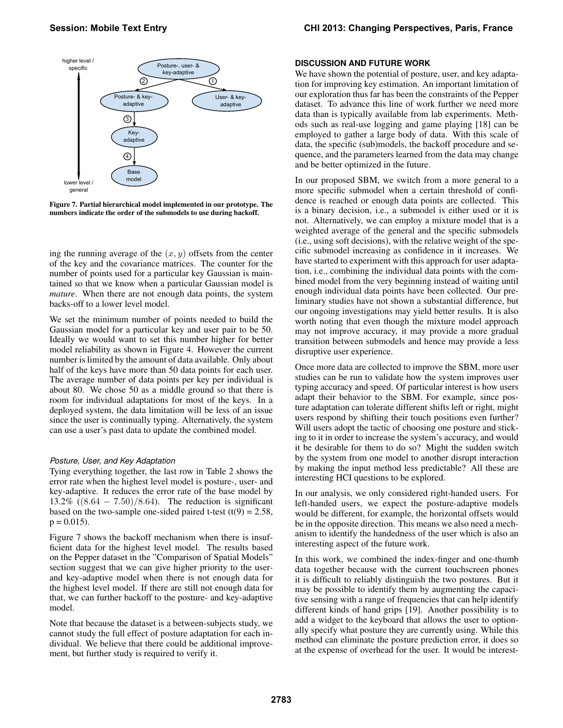higher level / specific

Posture-, user- & key-adaptive

2

1

Posture- & key-adaptive

User- & key-adaptive

3

Key-adaptive

4

Base model

lower level / general

**Figure 7. Partial hierarchical model implemented in our prototype. The numbers indicate the order of the submodels to use during backoff.**

ing the running average of the $(x, y)$ offsets from the center of the key and the covariance matrices. The counter for the number of points used for a particular key Gaussian is maintained so that we know when a particular Gaussian model is *mature*. When there are not enough data points, the system backs-off to a lower level model.

We set the minimum number of points needed to build the Gaussian model for a particular key and user pair to be 50. Ideally we would want to set this number higher for better model reliability as shown in Figure 4. However the current number is limited by the amount of data available. Only about half of the keys have more than 50 data points for each user. The average number of data points per key per individual is about 80. We chose 50 as a middle ground so that there is room for individual adaptations for most of the keys. In a deployed system, the data limitation will be less of an issue since the user is continually typing. Alternatively, the system can use a user's past data to update the combined model.

#### *Posture, User, and Key Adaptation*

Tying everything together, the last row in Table 2 shows the error rate when the highest level model is posture-, user- and key-adaptive. It reduces the error rate of the base model by 13.2% ($(8.64 - 7.50)/8.64$). The reduction is significant based on the two-sample one-sided paired t-test ($t(9) = 2.58$, $p = 0.015$).

Figure 7 shows the backoff mechanism when there is insufficient data for the highest level model. The results based on the Pepper dataset in the "Comparison of Spatial Models" section suggest that we can give higher priority to the user- and key-adaptive model when there is not enough data for the highest level model. If there are still not enough data for that, we can further backoff to the posture- and key-adaptive model.

Note that because the dataset is a between-subjects study, we cannot study the full effect of posture adaptation for each individual. We believe that there could be additional improvement, but further study is required to verify it.

## DISCUSSION AND FUTURE WORK

We have shown the potential of posture, user, and key adaptation for improving key estimation. An important limitation of our exploration thus far has been the constraints of the Pepper dataset. To advance this line of work further we need more data than is typically available from lab experiments. Methods such as real-use logging and game playing [18] can be employed to gather a large body of data. With this scale of data, the specific (sub)models, the backoff procedure and sequence, and the parameters learned from the data may change and be better optimized in the future.

In our proposed SBM, we switch from a more general to a more specific submodel when a certain threshold of confidence is reached or enough data points are collected. This is a binary decision, i.e., a submodel is either used or it is not. Alternatively, we can employ a mixture model that is a weighted average of the general and the specific submodels (i.e., using soft decisions), with the relative weight of the specific submodel increasing as confidence in it increases. We have started to experiment with this approach for user adaptation, i.e., combining the individual data points with the combined model from the very beginning instead of waiting until enough individual data points have been collected. Our preliminary studies have not shown a substantial difference, but our ongoing investigations may yield better results. It is also worth noting that even though the mixture model approach may not improve accuracy, it may provide a more gradual transition between submodels and hence may provide a less disruptive user experience.

Once more data are collected to improve the SBM, more user studies can be run to validate how the system improves user typing accuracy and speed. Of particular interest is how users adapt their behavior to the SBM. For example, since posture adaptation can tolerate different shifts left or right, might users respond by shifting their touch positions even further? Will users adopt the tactic of choosing one posture and sticking to it in order to increase the system's accuracy, and would it be desirable for them to do so? Might the sudden switch by the system from one model to another disrupt interaction by making the input method less predictable? All these are interesting HCI questions to be explored.

In our analysis, we only considered right-handed users. For left-handed users, we expect the posture-adaptive models would be different, for example, the horizontal offsets would be in the opposite direction. This means we also need a mechanism to identify the handedness of the user which is also an interesting aspect of the future work.

In this work, we combined the index-finger and one-thumb data together because with the current touchscreen phones it is difficult to reliably distinguish the two postures. But it may be possible to identify them by augmenting the capacitive sensing with a range of frequencies that can help identify different kinds of hand grips [19]. Another possibility is to add a widget to the keyboard that allows the user to optionally specify what posture they are currently using. While this method can eliminate the posture prediction error, it does so at the expense of overhead for the user. It would be interest-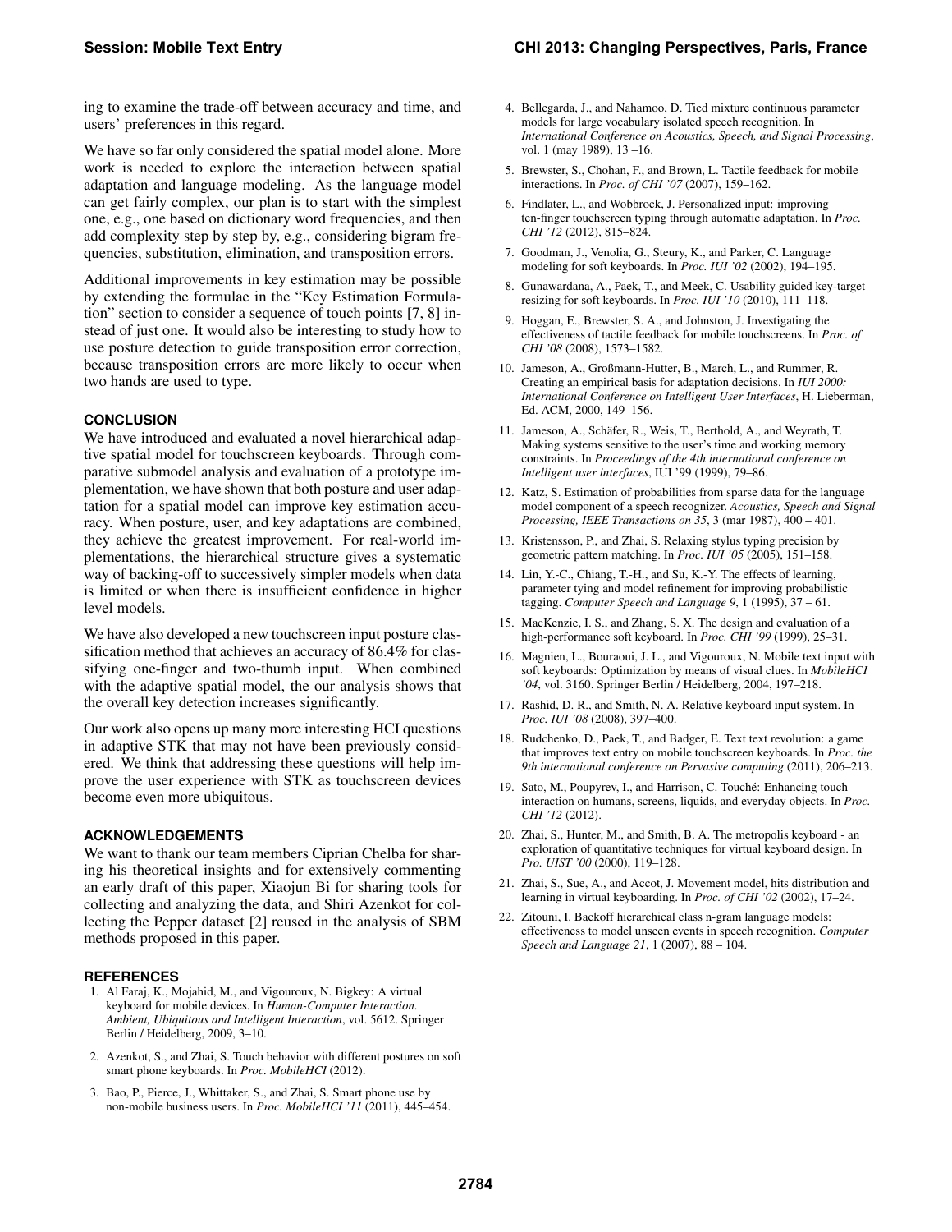ing to examine the trade-off between accuracy and time, and users' preferences in this regard.

We have so far only considered the spatial model alone. More work is needed to explore the interaction between spatial adaptation and language modeling. As the language model can get fairly complex, our plan is to start with the simplest one, e.g., one based on dictionary word frequencies, and then add complexity step by step by, e.g., considering bigram frequencies, substitution, elimination, and transposition errors.

Additional improvements in key estimation may be possible by extending the formulae in the "Key Estimation Formulation" section to consider a sequence of touch points [7, 8] instead of just one. It would also be interesting to study how to use posture detection to guide transposition error correction, because transposition errors are more likely to occur when two hands are used to type.

## CONCLUSION

We have introduced and evaluated a novel hierarchical adaptive spatial model for touchscreen keyboards. Through comparative submodel analysis and evaluation of a prototype implementation, we have shown that both posture and user adaptation for a spatial model can improve key estimation accuracy. When posture, user, and key adaptations are combined, they achieve the greatest improvement. For real-world implementations, the hierarchical structure gives a systematic way of backing-off to successively simpler models when data is limited or when there is insufficient confidence in higher level models.

We have also developed a new touchscreen input posture classification method that achieves an accuracy of 86.4% for classifying one-finger and two-thumb input. When combined with the adaptive spatial model, the our analysis shows that the overall key detection increases significantly.

Our work also opens up many more interesting HCI questions in adaptive STK that may not have been previously considered. We think that addressing these questions will help improve the user experience with STK as touchscreen devices become even more ubiquitous.

## ACKNOWLEDGEMENTS

We want to thank our team members Ciprian Chelba for sharing his theoretical insights and for extensively commenting an early draft of this paper, Xiaojun Bi for sharing tools for collecting and analyzing the data, and Shiri Azenkot for collecting the Pepper dataset [2] reused in the analysis of SBM methods proposed in this paper.

## REFERENCES

1. Al Faraj, K., Mojahid, M., and Vigouroux, N. Bigkey: A virtual keyboard for mobile devices. In *Human-Computer Interaction. Ambient, Ubiquitous and Intelligent Interaction*, vol. 5612. Springer Berlin / Heidelberg, 2009, 3–10.
2. Azenkot, S., and Zhai, S. Touch behavior with different postures on soft smart phone keyboards. In *Proc. MobileHCI* (2012).
3. Bao, P., Pierce, J., Whittaker, S., and Zhai, S. Smart phone use by non-mobile business users. In *Proc. MobileHCI '11* (2011), 445–454.
4. Bellegarda, J., and Nahamoo, D. Tied mixture continuous parameter models for large vocabulary isolated speech recognition. In *International Conference on Acoustics, Speech, and Signal Processing*, vol. 1 (may 1989), 13 –16.
5. Brewster, S., Chohan, F., and Brown, L. Tactile feedback for mobile interactions. In *Proc. of CHI '07* (2007), 159–162.
6. Findlater, L., and Wobbrock, J. Personalized input: improving ten-finger touchscreen typing through automatic adaptation. In *Proc. CHI '12* (2012), 815–824.
7. Goodman, J., Venolia, G., Steury, K., and Parker, C. Language modeling for soft keyboards. In *Proc. IUI '02* (2002), 194–195.
8. Gunawardana, A., Paek, T., and Meek, C. Usability guided key-target resizing for soft keyboards. In *Proc. IUI '10* (2010), 111–118.
9. Hoggan, E., Brewster, S. A., and Johnston, J. Investigating the effectiveness of tactile feedback for mobile touchscreens. In *Proc. of CHI '08* (2008), 1573–1582.
10. Jameson, A., Großmann-Hutter, B., March, L., and Rummer, R. Creating an empirical basis for adaptation decisions. In *IUI 2000: International Conference on Intelligent User Interfaces*, H. Lieberman, Ed. ACM, 2000, 149–156.
11. Jameson, A., Schäfer, R., Weis, T., Berthold, A., and Weyrath, T. Making systems sensitive to the user's time and working memory constraints. In *Proceedings of the 4th international conference on Intelligent user interfaces*, IUI '99 (1999), 79–86.
12. Katz, S. Estimation of probabilities from sparse data for the language model component of a speech recognizer. *Acoustics, Speech and Signal Processing, IEEE Transactions on 35*, 3 (mar 1987), 400 – 401.
13. Kristensson, P., and Zhai, S. Relaxing stylus typing precision by geometric pattern matching. In *Proc. IUI '05* (2005), 151–158.
14. Lin, Y.-C., Chiang, T.-H., and Su, K.-Y. The effects of learning, parameter tying and model refinement for improving probabilistic tagging. *Computer Speech and Language 9*, 1 (1995), 37 – 61.
15. MacKenzie, I. S., and Zhang, S. X. The design and evaluation of a high-performance soft keyboard. In *Proc. CHI '99* (1999), 25–31.
16. Magnien, L., Bouraoui, J. L., and Vigouroux, N. Mobile text input with soft keyboards: Optimization by means of visual clues. In *MobileHCI '04*, vol. 3160. Springer Berlin / Heidelberg, 2004, 197–218.
17. Rashid, D. R., and Smith, N. A. Relative keyboard input system. In *Proc. IUI '08* (2008), 397–400.
18. Rudchenko, D., Paek, T., and Badger, E. Text text revolution: a game that improves text entry on mobile touchscreen keyboards. In *Proc. the 9th international conference on Pervasive computing* (2011), 206–213.
19. Sato, M., Poupyrev, I., and Harrison, C. Touché: Enhancing touch interaction on humans, screens, liquids, and everyday objects. In *Proc. CHI '12* (2012).
20. Zhai, S., Hunter, M., and Smith, B. A. The metropolis keyboard - an exploration of quantitative techniques for virtual keyboard design. In *Pro. UIST '00* (2000), 119–128.
21. Zhai, S., Sue, A., and Accot, J. Movement model, hits distribution and learning in virtual keyboarding. In *Proc. of CHI '02* (2002), 17–24.
22. Zitouni, I. Backoff hierarchical class n-gram language models: effectiveness to model unseen events in speech recognition. *Computer Speech and Language 21*, 1 (2007), 88 – 104.